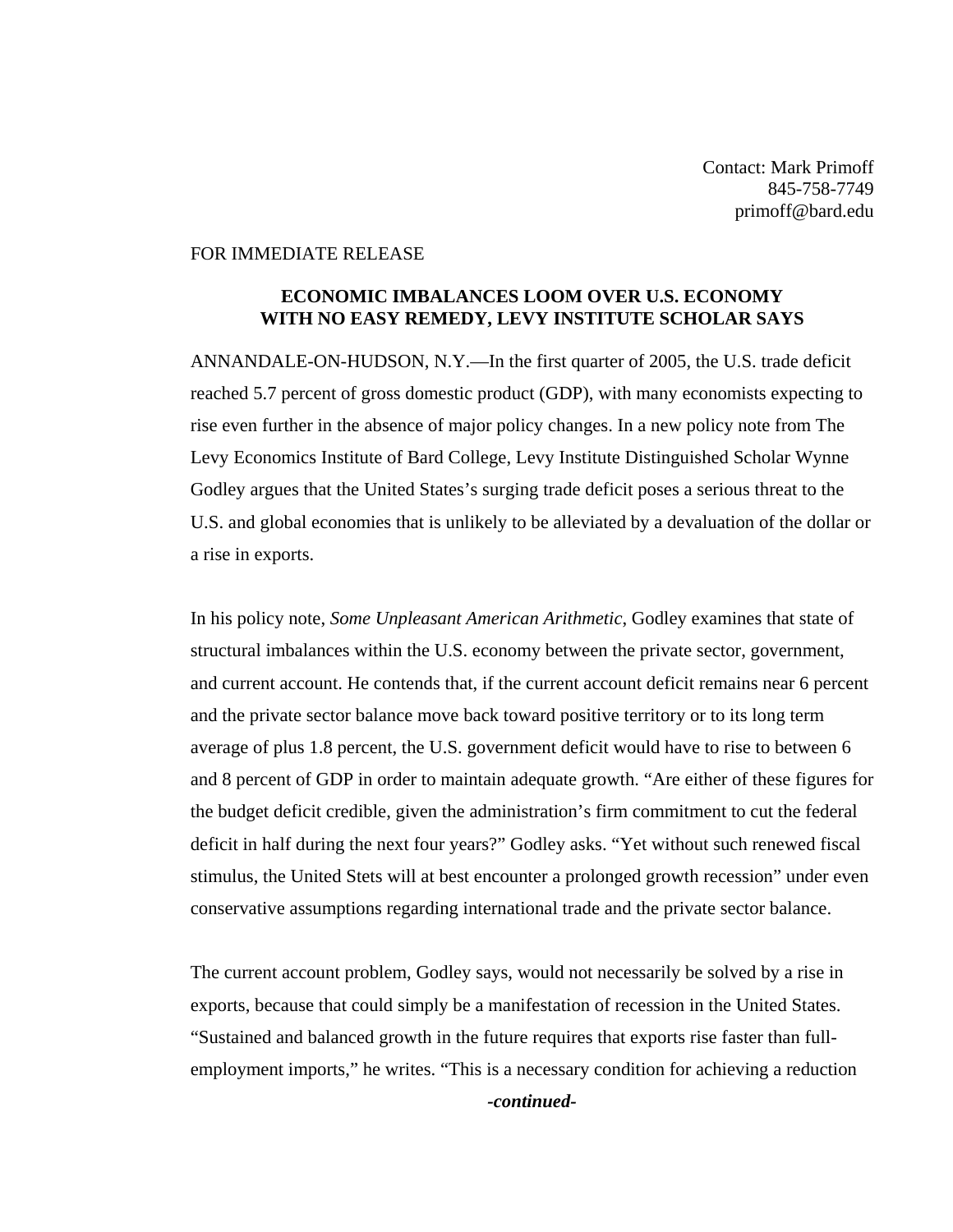Contact: Mark Primoff
845-758-7749
primoff@bard.edu

FOR IMMEDIATE RELEASE

**ECONOMIC IMBALANCES LOOM OVER U.S. ECONOMY WITH NO EASY REMEDY, LEVY INSTITUTE SCHOLAR SAYS**

ANNANDALE-ON-HUDSON, N.Y.—In the first quarter of 2005, the U.S. trade deficit reached 5.7 percent of gross domestic product (GDP), with many economists expecting to rise even further in the absence of major policy changes. In a new policy note from The Levy Economics Institute of Bard College, Levy Institute Distinguished Scholar Wynne Godley argues that the United States's surging trade deficit poses a serious threat to the U.S. and global economies that is unlikely to be alleviated by a devaluation of the dollar or a rise in exports.

In his policy note, *Some Unpleasant American Arithmetic*, Godley examines that state of structural imbalances within the U.S. economy between the private sector, government, and current account. He contends that, if the current account deficit remains near 6 percent and the private sector balance move back toward positive territory or to its long term average of plus 1.8 percent, the U.S. government deficit would have to rise to between 6 and 8 percent of GDP in order to maintain adequate growth. "Are either of these figures for the budget deficit credible, given the administration's firm commitment to cut the federal deficit in half during the next four years?" Godley asks. "Yet without such renewed fiscal stimulus, the United Stets will at best encounter a prolonged growth recession" under even conservative assumptions regarding international trade and the private sector balance.

The current account problem, Godley says, would not necessarily be solved by a rise in exports, because that could simply be a manifestation of recession in the United States. "Sustained and balanced growth in the future requires that exports rise faster than full-employment imports," he writes. "This is a necessary condition for achieving a reduction

***-continued-***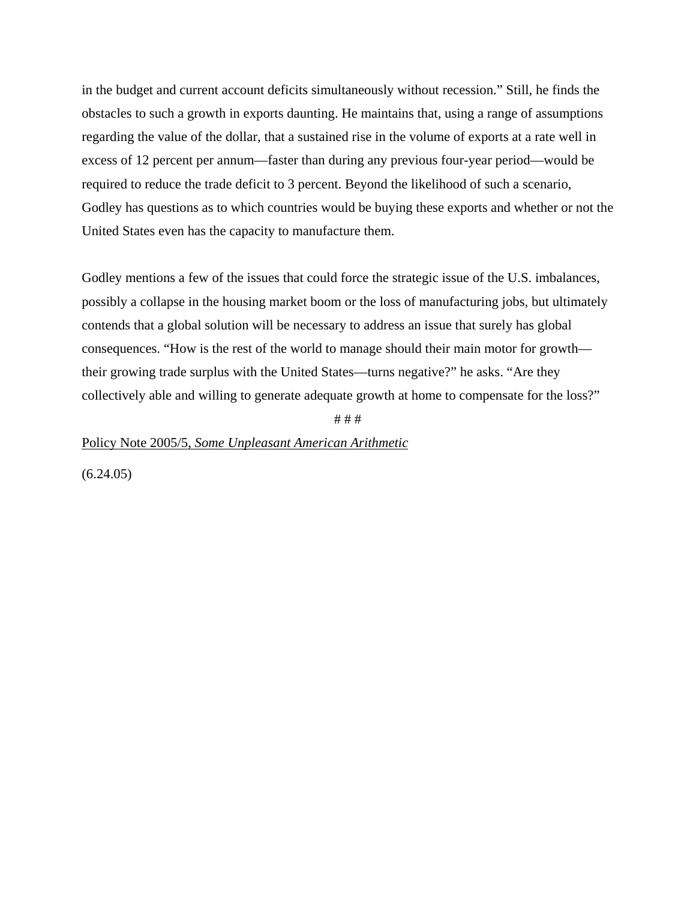in the budget and current account deficits simultaneously without recession." Still, he finds the obstacles to such a growth in exports daunting. He maintains that, using a range of assumptions regarding the value of the dollar, that a sustained rise in the volume of exports at a rate well in excess of 12 percent per annum—faster than during any previous four-year period—would be required to reduce the trade deficit to 3 percent. Beyond the likelihood of such a scenario, Godley has questions as to which countries would be buying these exports and whether or not the United States even has the capacity to manufacture them.

Godley mentions a few of the issues that could force the strategic issue of the U.S. imbalances, possibly a collapse in the housing market boom or the loss of manufacturing jobs, but ultimately contends that a global solution will be necessary to address an issue that surely has global consequences. "How is the rest of the world to manage should their main motor for growth—their growing trade surplus with the United States—turns negative?" he asks. "Are they collectively able and willing to generate adequate growth at home to compensate for the loss?"

# # #

Policy Note 2005/5, *Some Unpleasant American Arithmetic*

(6.24.05)